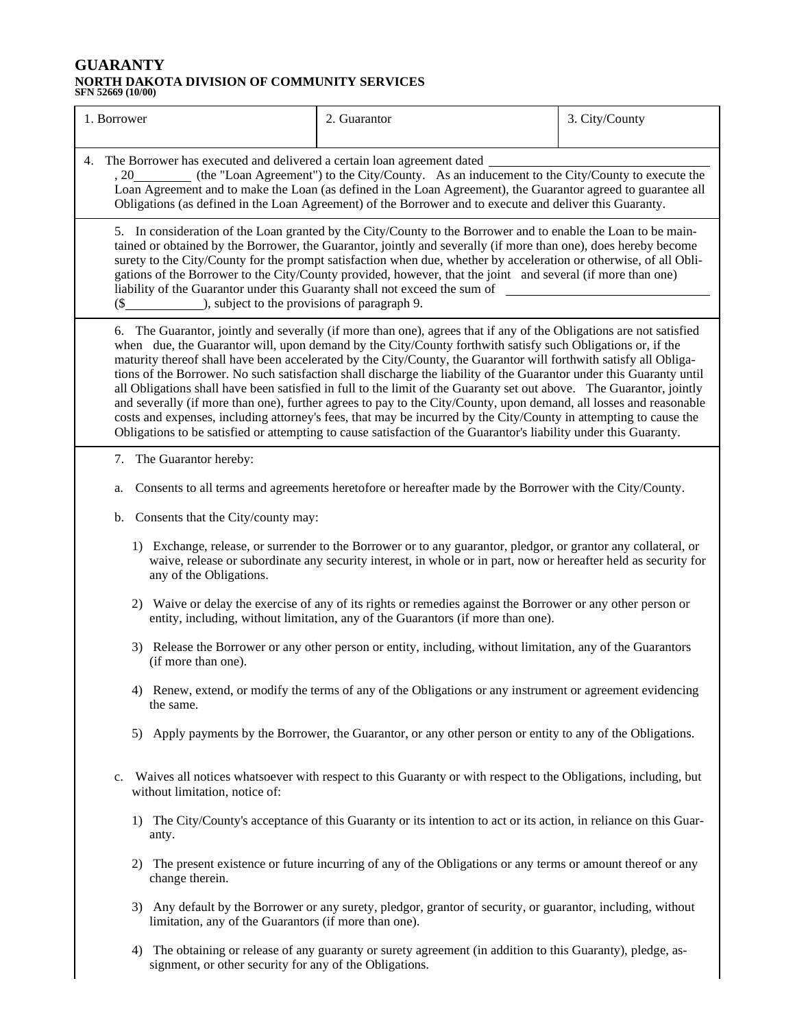# GUARANTY

**NORTH DAKOTA DIVISION OF COMMUNITY SERVICES**
**SFN 52669 (10/00)**

| 1. Borrower | 2. Guarantor | 3. City/County |
|---|---|---|
| | | |

4. The Borrower has executed and delivered a certain loan agreement dated ______________________, 20________ (the "Loan Agreement") to the City/County. As an inducement to the City/County to execute the Loan Agreement and to make the Loan (as defined in the Loan Agreement), the Guarantor agreed to guarantee all Obligations (as defined in the Loan Agreement) of the Borrower and to execute and deliver this Guaranty.

5. In consideration of the Loan granted by the City/County to the Borrower and to enable the Loan to be maintained or obtained by the Borrower, the Guarantor, jointly and severally (if more than one), does hereby become surety to the City/County for the prompt satisfaction when due, whether by acceleration or otherwise, of all Obligations of the Borrower to the City/County provided, however, that the joint and several (if more than one) liability of the Guarantor under this Guaranty shall not exceed the sum of ______________________ ($___________), subject to the provisions of paragraph 9.

6. The Guarantor, jointly and severally (if more than one), agrees that if any of the Obligations are not satisfied when due, the Guarantor will, upon demand by the City/County forthwith satisfy such Obligations or, if the maturity thereof shall have been accelerated by the City/County, the Guarantor will forthwith satisfy all Obligations of the Borrower. No such satisfaction shall discharge the liability of the Guarantor under this Guaranty until all Obligations shall have been satisfied in full to the limit of the Guaranty set out above. The Guarantor, jointly and severally (if more than one), further agrees to pay to the City/County, upon demand, all losses and reasonable costs and expenses, including attorney's fees, that may be incurred by the City/County in attempting to cause the Obligations to be satisfied or attempting to cause satisfaction of the Guarantor's liability under this Guaranty.

7. The Guarantor hereby:

a. Consents to all terms and agreements heretofore or hereafter made by the Borrower with the City/County.

b. Consents that the City/county may:

1) Exchange, release, or surrender to the Borrower or to any guarantor, pledgor, or grantor any collateral, or waive, release or subordinate any security interest, in whole or in part, now or hereafter held as security for any of the Obligations.

2) Waive or delay the exercise of any of its rights or remedies against the Borrower or any other person or entity, including, without limitation, any of the Guarantors (if more than one).

3) Release the Borrower or any other person or entity, including, without limitation, any of the Guarantors (if more than one).

4) Renew, extend, or modify the terms of any of the Obligations or any instrument or agreement evidencing the same.

5) Apply payments by the Borrower, the Guarantor, or any other person or entity to any of the Obligations.

c. Waives all notices whatsoever with respect to this Guaranty or with respect to the Obligations, including, but without limitation, notice of:

1) The City/County's acceptance of this Guaranty or its intention to act or its action, in reliance on this Guaranty.

2) The present existence or future incurring of any of the Obligations or any terms or amount thereof or any change therein.

3) Any default by the Borrower or any surety, pledgor, grantor of security, or guarantor, including, without limitation, any of the Guarantors (if more than one).

4) The obtaining or release of any guaranty or surety agreement (in addition to this Guaranty), pledge, assignment, or other security for any of the Obligations.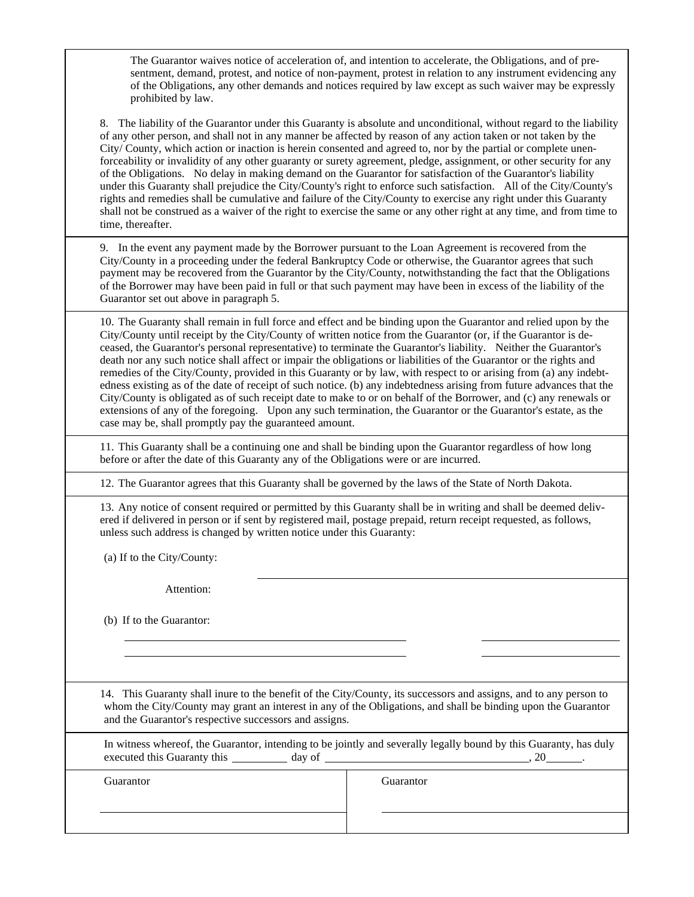The Guarantor waives notice of acceleration of, and intention to accelerate, the Obligations, and of presentment, demand, protest, and notice of non-payment, protest in relation to any instrument evidencing any of the Obligations, any other demands and notices required by law except as such waiver may be expressly prohibited by law.

8. The liability of the Guarantor under this Guaranty is absolute and unconditional, without regard to the liability of any other person, and shall not in any manner be affected by reason of any action taken or not taken by the City/ County, which action or inaction is herein consented and agreed to, nor by the partial or complete unenforceability or invalidity of any other guaranty or surety agreement, pledge, assignment, or other security for any of the Obligations. No delay in making demand on the Guarantor for satisfaction of the Guarantor's liability under this Guaranty shall prejudice the City/County's right to enforce such satisfaction. All of the City/County's rights and remedies shall be cumulative and failure of the City/County to exercise any right under this Guaranty shall not be construed as a waiver of the right to exercise the same or any other right at any time, and from time to time, thereafter.

9. In the event any payment made by the Borrower pursuant to the Loan Agreement is recovered from the City/County in a proceeding under the federal Bankruptcy Code or otherwise, the Guarantor agrees that such payment may be recovered from the Guarantor by the City/County, notwithstanding the fact that the Obligations of the Borrower may have been paid in full or that such payment may have been in excess of the liability of the Guarantor set out above in paragraph 5.

10. The Guaranty shall remain in full force and effect and be binding upon the Guarantor and relied upon by the City/County until receipt by the City/County of written notice from the Guarantor (or, if the Guarantor is deceased, the Guarantor's personal representative) to terminate the Guarantor's liability. Neither the Guarantor's death nor any such notice shall affect or impair the obligations or liabilities of the Guarantor or the rights and remedies of the City/County, provided in this Guaranty or by law, with respect to or arising from (a) any indebtedness existing as of the date of receipt of such notice. (b) any indebtedness arising from future advances that the City/County is obligated as of such receipt date to make to or on behalf of the Borrower, and (c) any renewals or extensions of any of the foregoing. Upon any such termination, the Guarantor or the Guarantor's estate, as the case may be, shall promptly pay the guaranteed amount.

11. This Guaranty shall be a continuing one and shall be binding upon the Guarantor regardless of how long before or after the date of this Guaranty any of the Obligations were or are incurred.

12. The Guarantor agrees that this Guaranty shall be governed by the laws of the State of North Dakota.

13. Any notice of consent required or permitted by this Guaranty shall be in writing and shall be deemed delivered if delivered in person or if sent by registered mail, postage prepaid, return receipt requested, as follows, unless such address is changed by written notice under this Guaranty:

(a) If to the City/County: ______________________________

Attention: ______________________________

(b) If to the Guarantor:

______________________________ ______________

______________________________ ______________

14. This Guaranty shall inure to the benefit of the City/County, its successors and assigns, and to any person to whom the City/County may grant an interest in any of the Obligations, and shall be binding upon the Guarantor and the Guarantor's respective successors and assigns.

In witness whereof, the Guarantor, intending to be jointly and severally legally bound by this Guaranty, has duly executed this Guaranty this __________ day of ______________________________, 20______.

| | |
|---|---|
| Guarantor | Guarantor |
| ______________________________ | ______________________________ |